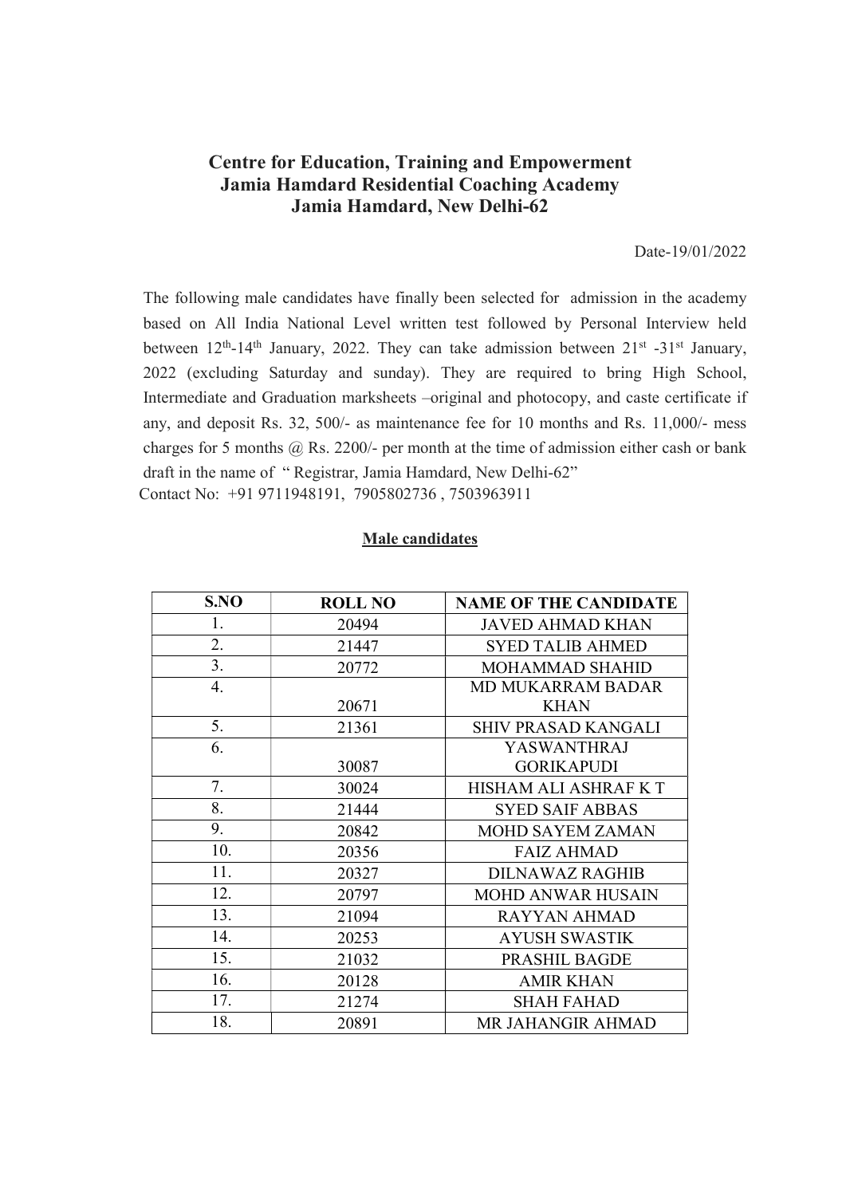# Centre for Education, Training and Empowerment
# Jamia Hamdard Residential Coaching Academy
# Jamia Hamdard, New Delhi-62

Date-19/01/2022

The following male candidates have finally been selected for admission in the academy based on All India National Level written test followed by Personal Interview held between 12th-14th January, 2022. They can take admission between 21st -31st January, 2022 (excluding Saturday and sunday). They are required to bring High School, Intermediate and Graduation marksheets –original and photocopy, and caste certificate if any, and deposit Rs. 32, 500/- as maintenance fee for 10 months and Rs. 11,000/- mess charges for 5 months @ Rs. 2200/- per month at the time of admission either cash or bank draft in the name of " Registrar, Jamia Hamdard, New Delhi-62"

Contact No: +91 9711948191, 7905802736 , 7503963911

**Male candidates**

| S.NO | ROLL NO | NAME OF THE CANDIDATE |
|---|---|---|
| 1. | 20494 | JAVED AHMAD KHAN |
| 2. | 21447 | SYED TALIB AHMED |
| 3. | 20772 | MOHAMMAD SHAHID |
| 4. | 20671 | MD MUKARRAM BADAR KHAN |
| 5. | 21361 | SHIV PRASAD KANGALI |
| 6. | 30087 | YASWANTHRAJ GORIKAPUDI |
| 7. | 30024 | HISHAM ALI ASHRAF K T |
| 8. | 21444 | SYED SAIF ABBAS |
| 9. | 20842 | MOHD SAYEM ZAMAN |
| 10. | 20356 | FAIZ AHMAD |
| 11. | 20327 | DILNAWAZ RAGHIB |
| 12. | 20797 | MOHD ANWAR HUSAIN |
| 13. | 21094 | RAYYAN AHMAD |
| 14. | 20253 | AYUSH SWASTIK |
| 15. | 21032 | PRASHIL BAGDE |
| 16. | 20128 | AMIR KHAN |
| 17. | 21274 | SHAH FAHAD |
| 18. | 20891 | MR JAHANGIR AHMAD |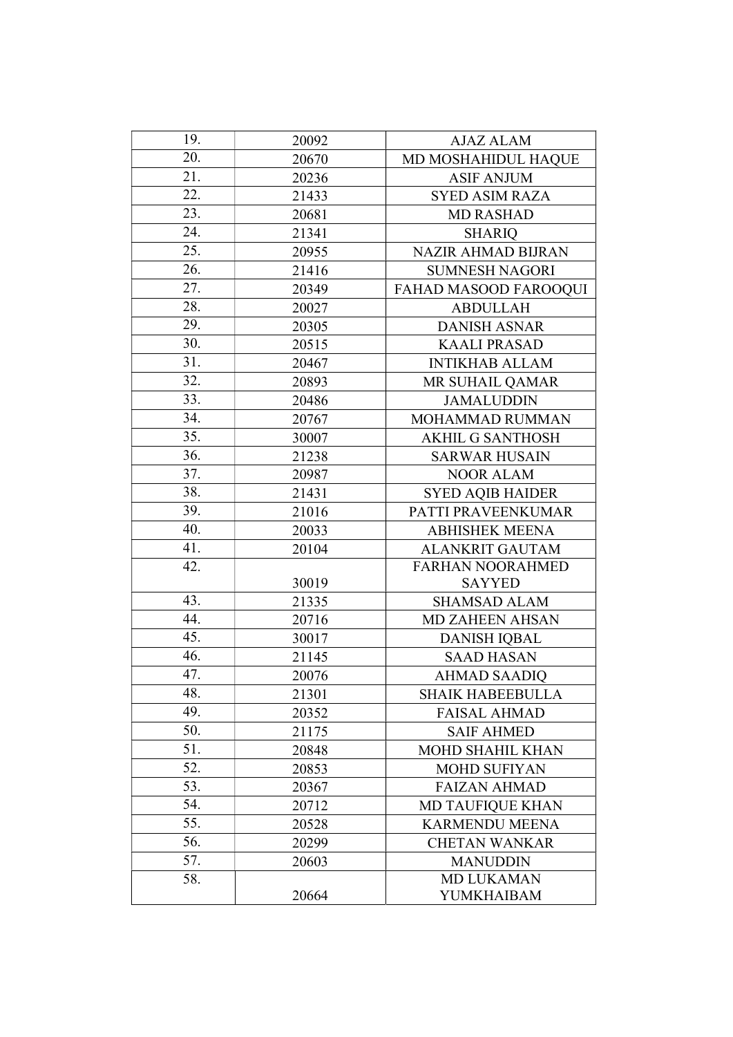| 19. | 20092 | AJAZ ALAM |
|---|---|---|
| 20. | 20670 | MD MOSHAHIDUL HAQUE |
| 21. | 20236 | ASIF ANJUM |
| 22. | 21433 | SYED ASIM RAZA |
| 23. | 20681 | MD RASHAD |
| 24. | 21341 | SHARIQ |
| 25. | 20955 | NAZIR AHMAD BIJRAN |
| 26. | 21416 | SUMNESH NAGORI |
| 27. | 20349 | FAHAD MASOOD FAROOQUI |
| 28. | 20027 | ABDULLAH |
| 29. | 20305 | DANISH ASNAR |
| 30. | 20515 | KAALI PRASAD |
| 31. | 20467 | INTIKHAB ALLAM |
| 32. | 20893 | MR SUHAIL QAMAR |
| 33. | 20486 | JAMALUDDIN |
| 34. | 20767 | MOHAMMAD RUMMAN |
| 35. | 30007 | AKHIL G SANTHOSH |
| 36. | 21238 | SARWAR HUSAIN |
| 37. | 20987 | NOOR ALAM |
| 38. | 21431 | SYED AQIB HAIDER |
| 39. | 21016 | PATTI PRAVEENKUMAR |
| 40. | 20033 | ABHISHEK MEENA |
| 41. | 20104 | ALANKRIT GAUTAM |
| 42. | 30019 | FARHAN NOORAHMED SAYYED |
| 43. | 21335 | SHAMSAD ALAM |
| 44. | 20716 | MD ZAHEEN AHSAN |
| 45. | 30017 | DANISH IQBAL |
| 46. | 21145 | SAAD HASAN |
| 47. | 20076 | AHMAD SAADIQ |
| 48. | 21301 | SHAIK HABEEBULLA |
| 49. | 20352 | FAISAL AHMAD |
| 50. | 21175 | SAIF AHMED |
| 51. | 20848 | MOHD SHAHIL KHAN |
| 52. | 20853 | MOHD SUFIYAN |
| 53. | 20367 | FAIZAN AHMAD |
| 54. | 20712 | MD TAUFIQUE KHAN |
| 55. | 20528 | KARMENDU MEENA |
| 56. | 20299 | CHETAN WANKAR |
| 57. | 20603 | MANUDDIN |
| 58. | 20664 | MD LUKAMAN YUMKHAIBAM |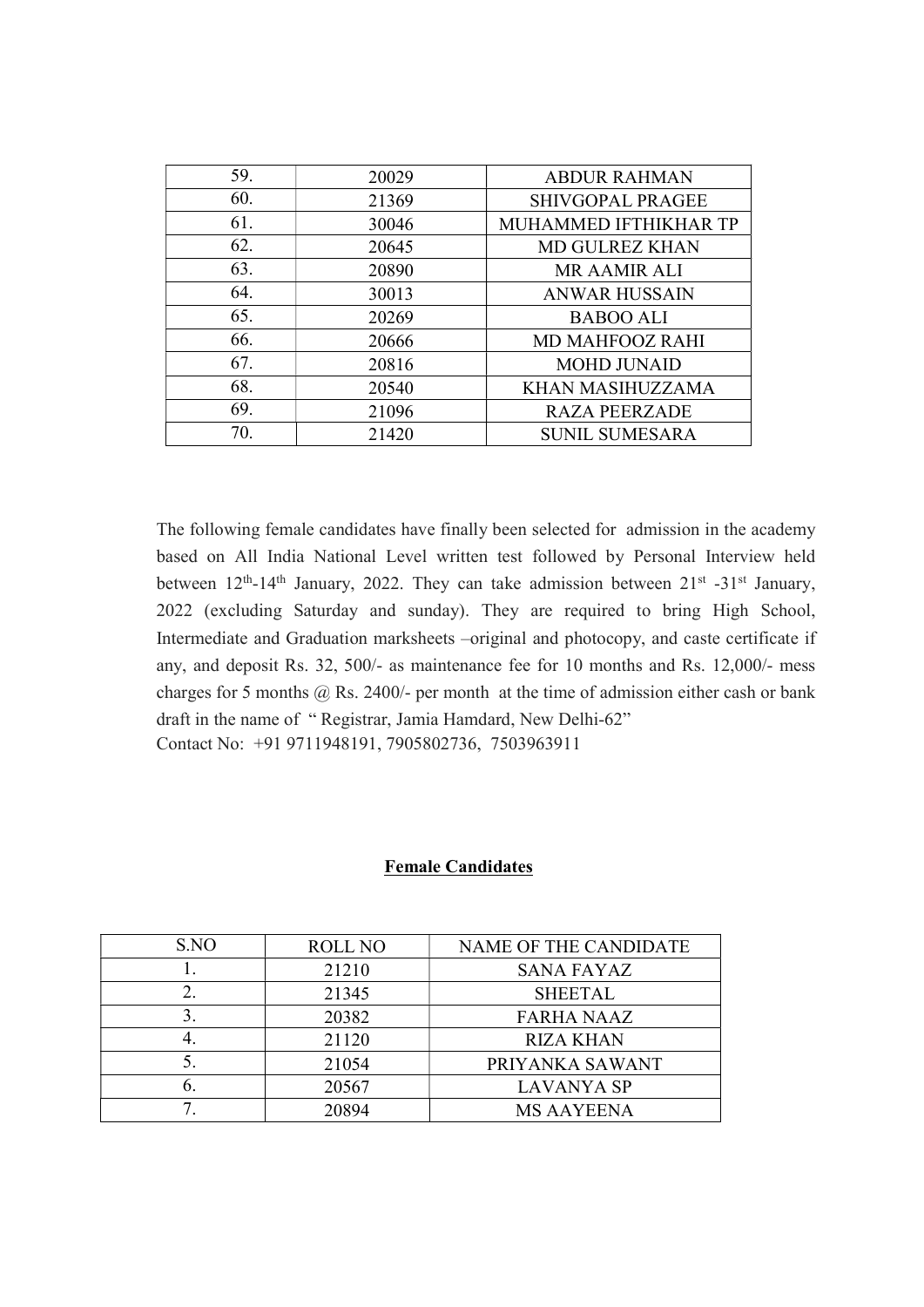| | | |
|---|---|---|
| 59. | 20029 | ABDUR RAHMAN |
| 60. | 21369 | SHIVGOPAL PRAGEE |
| 61. | 30046 | MUHAMMED IFTHIKHAR TP |
| 62. | 20645 | MD GULREZ KHAN |
| 63. | 20890 | MR AAMIR ALI |
| 64. | 30013 | ANWAR HUSSAIN |
| 65. | 20269 | BABOO ALI |
| 66. | 20666 | MD MAHFOOZ RAHI |
| 67. | 20816 | MOHD JUNAID |
| 68. | 20540 | KHAN MASIHUZZAMA |
| 69. | 21096 | RAZA PEERZADE |
| 70. | 21420 | SUNIL SUMESARA |

The following female candidates have finally been selected for admission in the academy based on All India National Level written test followed by Personal Interview held between 12th-14th January, 2022. They can take admission between 21st -31st January, 2022 (excluding Saturday and sunday). They are required to bring High School, Intermediate and Graduation marksheets –original and photocopy, and caste certificate if any, and deposit Rs. 32, 500/- as maintenance fee for 10 months and Rs. 12,000/- mess charges for 5 months @ Rs. 2400/- per month at the time of admission either cash or bank draft in the name of " Registrar, Jamia Hamdard, New Delhi-62"

Contact No: +91 9711948191, 7905802736, 7503963911

## Female Candidates

| S.NO | ROLL NO | NAME OF THE CANDIDATE |
|---|---|---|
| 1. | 21210 | SANA FAYAZ |
| 2. | 21345 | SHEETAL |
| 3. | 20382 | FARHA NAAZ |
| 4. | 21120 | RIZA KHAN |
| 5. | 21054 | PRIYANKA SAWANT |
| 6. | 20567 | LAVANYA SP |
| 7. | 20894 | MS AAYEENA |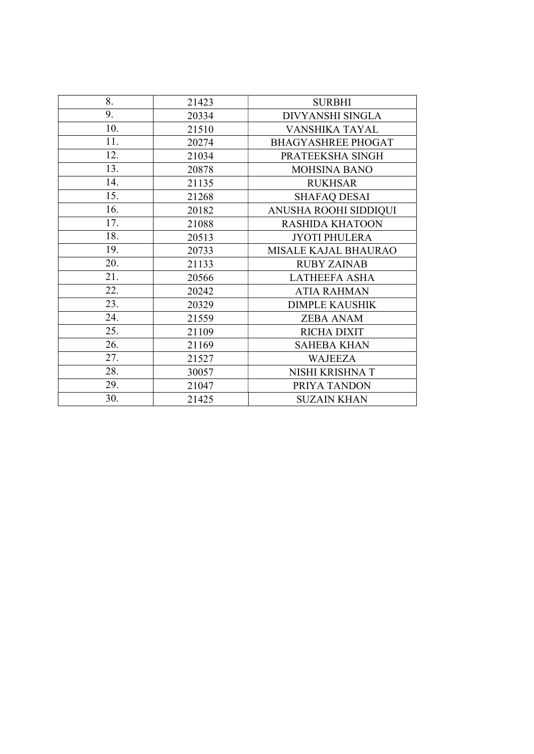| | | |
|---|---|---|
| 8. | 21423 | SURBHI |
| 9. | 20334 | DIVYANSHI SINGLA |
| 10. | 21510 | VANSHIKA TAYAL |
| 11. | 20274 | BHAGYASHREE PHOGAT |
| 12. | 21034 | PRATEEKSHA SINGH |
| 13. | 20878 | MOHSINA BANO |
| 14. | 21135 | RUKHSAR |
| 15. | 21268 | SHAFAQ DESAI |
| 16. | 20182 | ANUSHA ROOHI SIDDIQUI |
| 17. | 21088 | RASHIDA KHATOON |
| 18. | 20513 | JYOTI PHULERA |
| 19. | 20733 | MISALE KAJAL BHAURAO |
| 20. | 21133 | RUBY ZAINAB |
| 21. | 20566 | LATHEEFA ASHA |
| 22. | 20242 | ATIA RAHMAN |
| 23. | 20329 | DIMPLE KAUSHIK |
| 24. | 21559 | ZEBA ANAM |
| 25. | 21109 | RICHA DIXIT |
| 26. | 21169 | SAHEBA KHAN |
| 27. | 21527 | WAJEEZA |
| 28. | 30057 | NISHI KRISHNA T |
| 29. | 21047 | PRIYA TANDON |
| 30. | 21425 | SUZAIN KHAN |